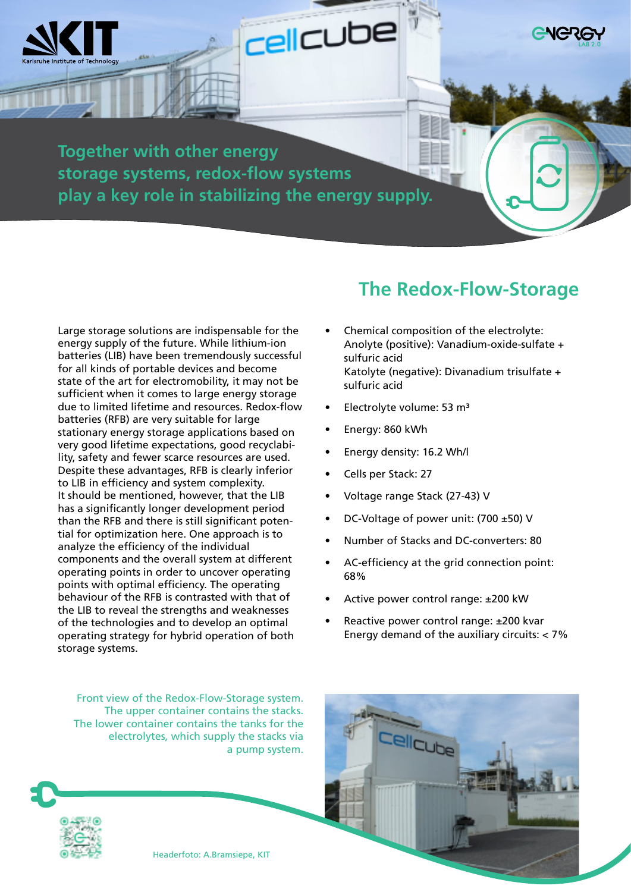**Together with other energy storage systems, redox-flow systems play a key role in stabilizing the energy supply.**

## The Redox-Flow-Storage

Large storage solutions are indispensable for the energy supply of the future. While lithium-ion batteries (LIB) have been tremendously successful for all kinds of portable devices and become state of the art for electromobility, it may not be sufficient when it comes to large energy storage due to limited lifetime and resources. Redox-flow batteries (RFB) are very suitable for large stationary energy storage applications based on very good lifetime expectations, good recyclability, safety and fewer scarce resources are used. Despite these advantages, RFB is clearly inferior to LIB in efficiency and system complexity. It should be mentioned, however, that the LIB has a significantly longer development period than the RFB and there is still significant potential for optimization here. One approach is to analyze the efficiency of the individual components and the overall system at different operating points in order to uncover operating points with optimal efficiency. The operating behaviour of the RFB is contrasted with that of the LIB to reveal the strengths and weaknesses of the technologies and to develop an optimal operating strategy for hybrid operation of both storage systems.

- Chemical composition of the electrolyte:
  Anolyte (positive): Vanadium-oxide-sulfate + sulfuric acid
  Katolyte (negative): Divanadium trisulfate + sulfuric acid
- Electrolyte volume: 53 m³
- Energy: 860 kWh
- Energy density: 16.2 Wh/l
- Cells per Stack: 27
- Voltage range Stack (27-43) V
- DC-Voltage of power unit: (700 ±50) V
- Number of Stacks and DC-converters: 80
- AC-efficiency at the grid connection point: 68%
- Active power control range: ±200 kW
- Reactive power control range: ±200 kvar
  Energy demand of the auxiliary circuits: < 7%

Front view of the Redox-Flow-Storage system. The upper container contains the stacks. The lower container contains the tanks for the electrolytes, which supply the stacks via a pump system.

Headerfoto: A.Bramsiepe, KIT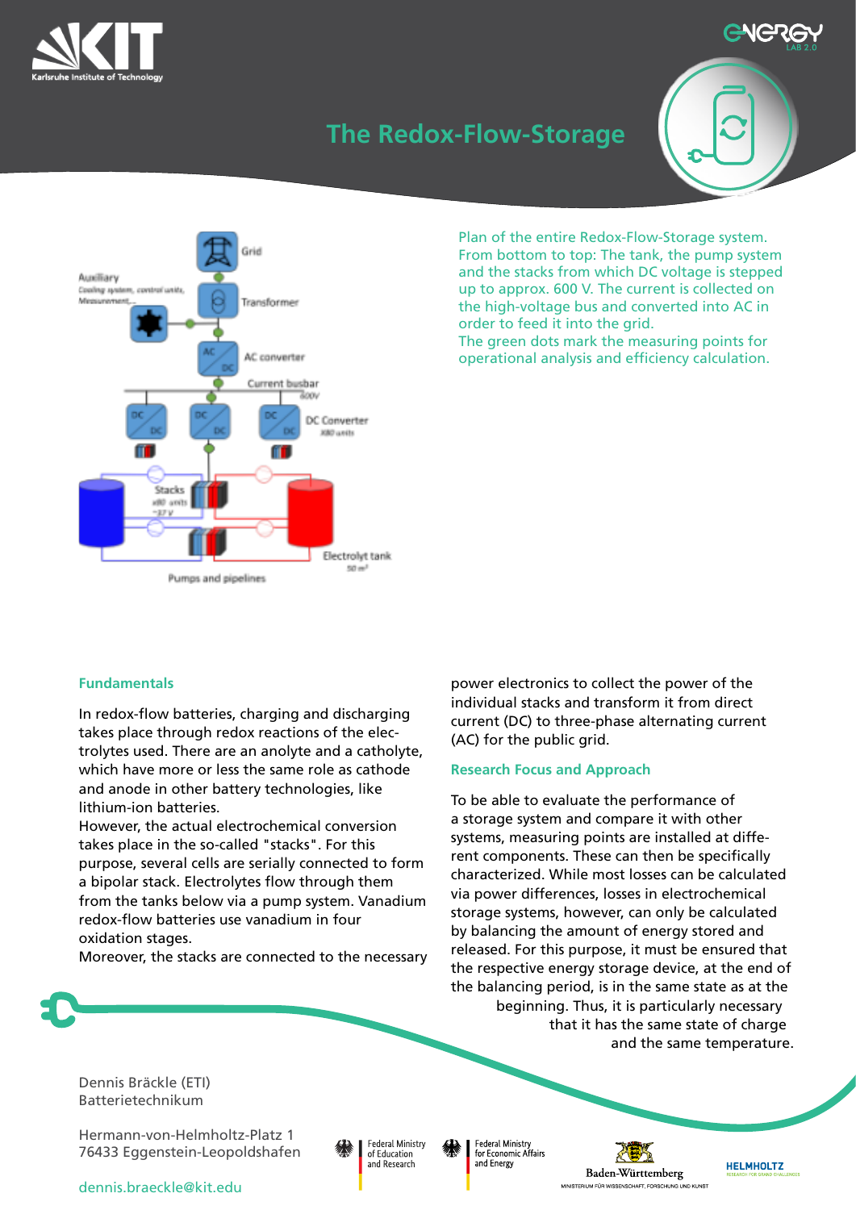# The Redox-Flow-Storage

Grid

Transformer

Auxiliary
Cooling system, control units, Measurement,...

AC converter

Current busbar
600V

DC Converter
X80 units

Stacks
x80 units
~37 V

Electrolyt tank
50 m³

Pumps and pipelines

Plan of the entire Redox-Flow-Storage system. From bottom to top: The tank, the pump system and the stacks from which DC voltage is stepped up to approx. 600 V. The current is collected on the high-voltage bus and converted into AC in order to feed it into the grid.
The green dots mark the measuring points for operational analysis and efficiency calculation.

## Fundamentals

In redox-flow batteries, charging and discharging takes place through redox reactions of the electrolytes used. There are an anolyte and a catholyte, which have more or less the same role as cathode and anode in other battery technologies, like lithium-ion batteries.
However, the actual electrochemical conversion takes place in the so-called "stacks". For this purpose, several cells are serially connected to form a bipolar stack. Electrolytes flow through them from the tanks below via a pump system. Vanadium redox-flow batteries use vanadium in four oxidation stages.
Moreover, the stacks are connected to the necessary power electronics to collect the power of the individual stacks and transform it from direct current (DC) to three-phase alternating current (AC) for the public grid.

## Research Focus and Approach

To be able to evaluate the performance of a storage system and compare it with other systems, measuring points are installed at different components. These can then be specifically characterized. While most losses can be calculated via power differences, losses in electrochemical storage systems, however, can only be calculated by balancing the amount of energy stored and released. For this purpose, it must be ensured that the respective energy storage device, at the end of the balancing period, is in the same state as at the beginning. Thus, it is particularly necessary that it has the same state of charge and the same temperature.

Dennis Bräckle (ETI)
Batterietechnikum

Hermann-von-Helmholtz-Platz 1
76433 Eggenstein-Leopoldshafen

dennis.braeckle@kit.edu

Federal Ministry of Education and Research

Federal Ministry for Economic Affairs and Energy

Baden-Württemberg
MINISTERIUM FÜR WISSENSCHAFT, FORSCHUNG UND KUNST

HELMHOLTZ
RESEARCH FOR GRAND CHALLENGES